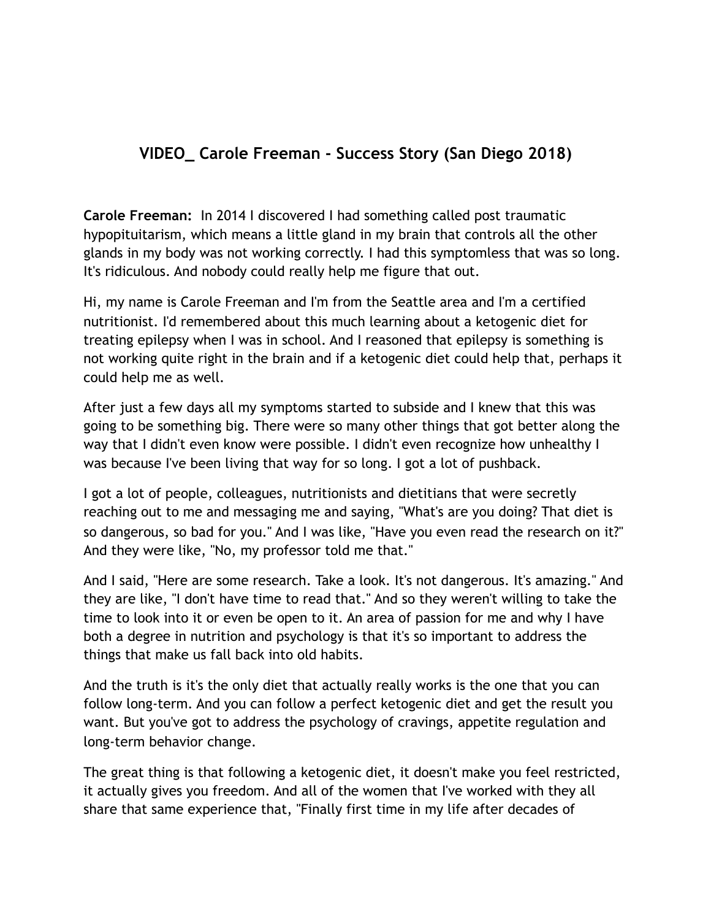# VIDEO_ Carole Freeman - Success Story (San Diego 2018)

**Carole Freeman:** In 2014 I discovered I had something called post traumatic hypopituitarism, which means a little gland in my brain that controls all the other glands in my body was not working correctly. I had this symptomless that was so long. It's ridiculous. And nobody could really help me figure that out.

Hi, my name is Carole Freeman and I'm from the Seattle area and I'm a certified nutritionist. I'd remembered about this much learning about a ketogenic diet for treating epilepsy when I was in school. And I reasoned that epilepsy is something is not working quite right in the brain and if a ketogenic diet could help that, perhaps it could help me as well.

After just a few days all my symptoms started to subside and I knew that this was going to be something big. There were so many other things that got better along the way that I didn't even know were possible. I didn't even recognize how unhealthy I was because I've been living that way for so long. I got a lot of pushback.

I got a lot of people, colleagues, nutritionists and dietitians that were secretly reaching out to me and messaging me and saying, "What's are you doing? That diet is so dangerous, so bad for you." And I was like, "Have you even read the research on it?" And they were like, "No, my professor told me that."

And I said, "Here are some research. Take a look. It's not dangerous. It's amazing." And they are like, "I don't have time to read that." And so they weren't willing to take the time to look into it or even be open to it. An area of passion for me and why I have both a degree in nutrition and psychology is that it's so important to address the things that make us fall back into old habits.

And the truth is it's the only diet that actually really works is the one that you can follow long-term. And you can follow a perfect ketogenic diet and get the result you want. But you've got to address the psychology of cravings, appetite regulation and long-term behavior change.

The great thing is that following a ketogenic diet, it doesn't make you feel restricted, it actually gives you freedom. And all of the women that I've worked with they all share that same experience that, "Finally first time in my life after decades of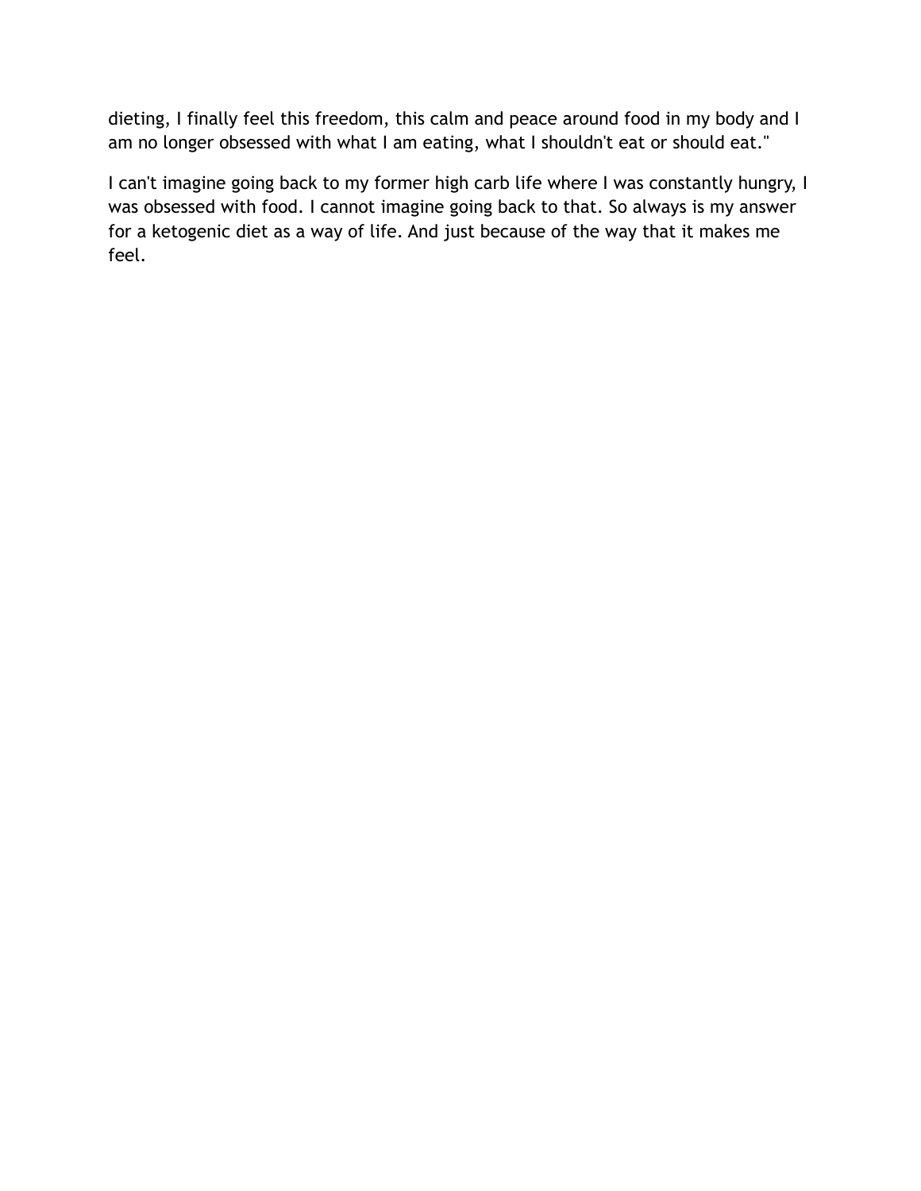dieting, I finally feel this freedom, this calm and peace around food in my body and I am no longer obsessed with what I am eating, what I shouldn't eat or should eat."

I can't imagine going back to my former high carb life where I was constantly hungry, I was obsessed with food. I cannot imagine going back to that. So always is my answer for a ketogenic diet as a way of life. And just because of the way that it makes me feel.